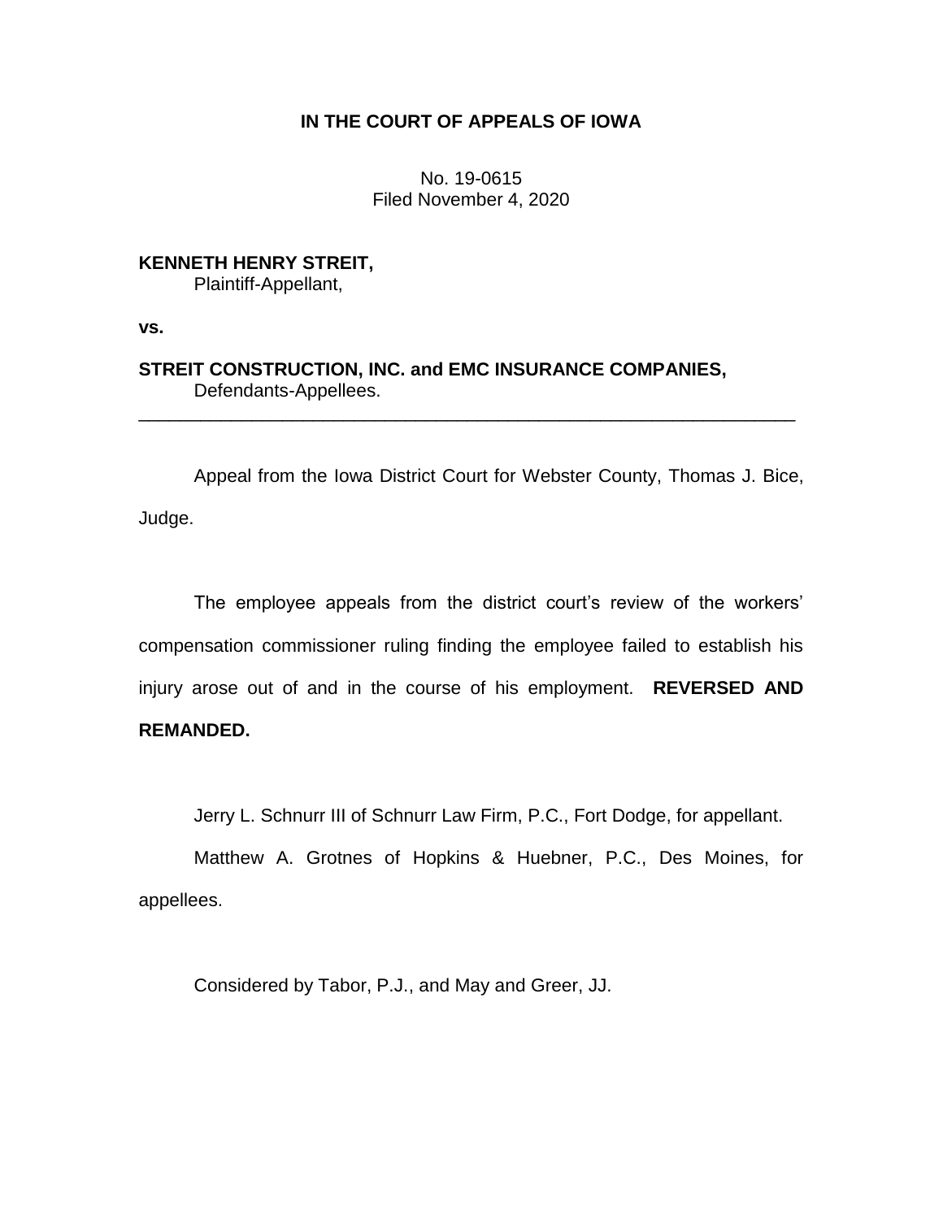# IN THE COURT OF APPEALS OF IOWA

No. 19-0615
Filed November 4, 2020

**KENNETH HENRY STREIT,**
Plaintiff-Appellant,

**vs.**

**STREIT CONSTRUCTION, INC. and EMC INSURANCE COMPANIES,**
Defendants-Appellees.

---

Appeal from the Iowa District Court for Webster County, Thomas J. Bice, Judge.

The employee appeals from the district court's review of the workers' compensation commissioner ruling finding the employee failed to establish his injury arose out of and in the course of his employment. **REVERSED AND REMANDED.**

Jerry L. Schnurr III of Schnurr Law Firm, P.C., Fort Dodge, for appellant.

Matthew A. Grotnes of Hopkins & Huebner, P.C., Des Moines, for appellees.

Considered by Tabor, P.J., and May and Greer, JJ.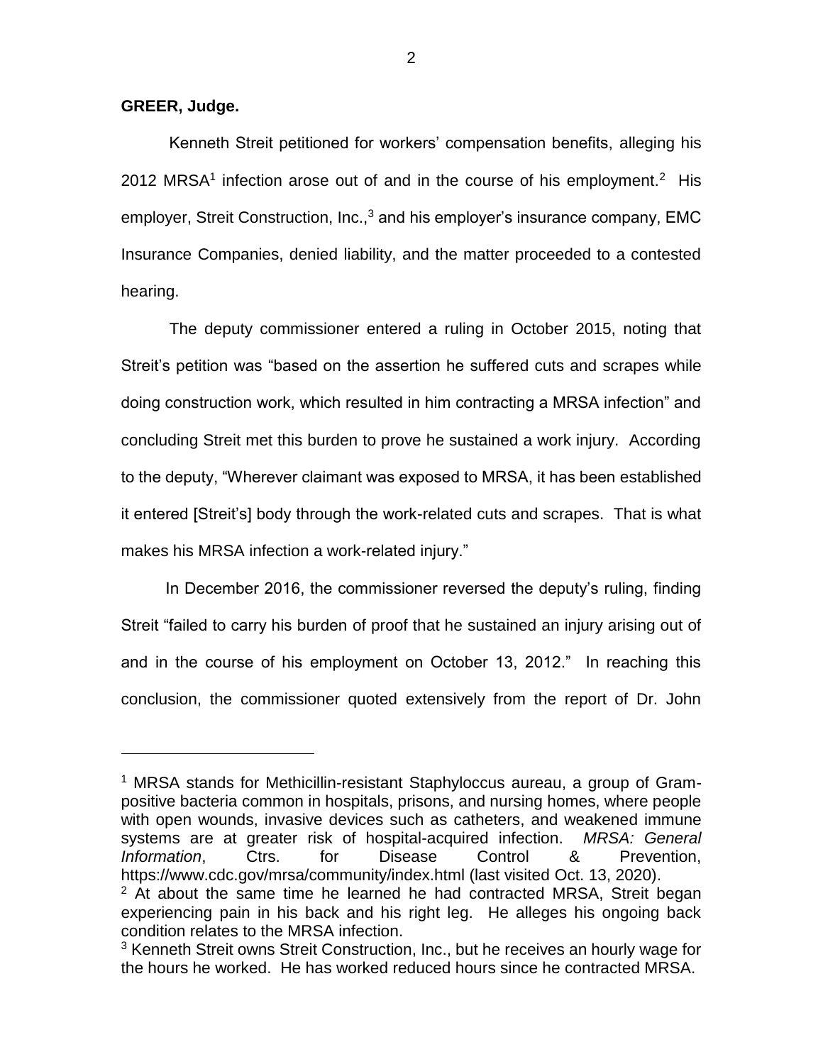**GREER, Judge.**

Kenneth Streit petitioned for workers' compensation benefits, alleging his 2012 MRSA[1] infection arose out of and in the course of his employment.[2] His employer, Streit Construction, Inc.,[3] and his employer's insurance company, EMC Insurance Companies, denied liability, and the matter proceeded to a contested hearing.

The deputy commissioner entered a ruling in October 2015, noting that Streit's petition was "based on the assertion he suffered cuts and scrapes while doing construction work, which resulted in him contracting a MRSA infection" and concluding Streit met this burden to prove he sustained a work injury. According to the deputy, "Wherever claimant was exposed to MRSA, it has been established it entered [Streit's] body through the work-related cuts and scrapes. That is what makes his MRSA infection a work-related injury."

In December 2016, the commissioner reversed the deputy's ruling, finding Streit "failed to carry his burden of proof that he sustained an injury arising out of and in the course of his employment on October 13, 2012." In reaching this conclusion, the commissioner quoted extensively from the report of Dr. John

---

[1] MRSA stands for Methicillin-resistant Staphyloccus aureau, a group of Gram-positive bacteria common in hospitals, prisons, and nursing homes, where people with open wounds, invasive devices such as catheters, and weakened immune systems are at greater risk of hospital-acquired infection. *MRSA: General Information*, Ctrs. for Disease Control & Prevention, https://www.cdc.gov/mrsa/community/index.html (last visited Oct. 13, 2020).

[2] At about the same time he learned he had contracted MRSA, Streit began experiencing pain in his back and his right leg. He alleges his ongoing back condition relates to the MRSA infection.

[3] Kenneth Streit owns Streit Construction, Inc., but he receives an hourly wage for the hours he worked. He has worked reduced hours since he contracted MRSA.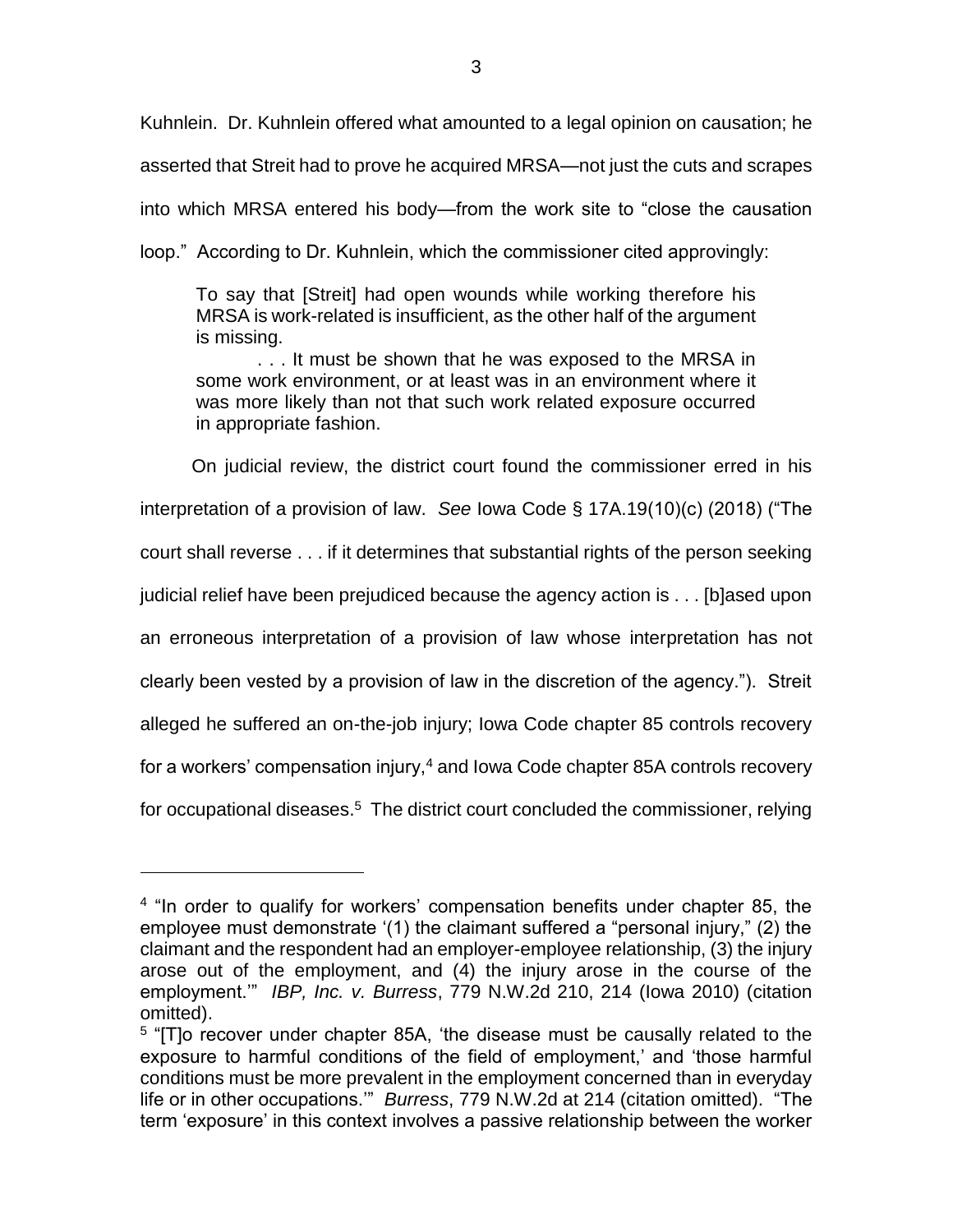Kuhnlein. Dr. Kuhnlein offered what amounted to a legal opinion on causation; he asserted that Streit had to prove he acquired MRSA—not just the cuts and scrapes into which MRSA entered his body—from the work site to "close the causation loop." According to Dr. Kuhnlein, which the commissioner cited approvingly:

> To say that [Streit] had open wounds while working therefore his MRSA is work-related is insufficient, as the other half of the argument is missing.
>
> . . . It must be shown that he was exposed to the MRSA in some work environment, or at least was in an environment where it was more likely than not that such work related exposure occurred in appropriate fashion.

On judicial review, the district court found the commissioner erred in his interpretation of a provision of law. *See* Iowa Code § 17A.19(10)(c) (2018) ("The court shall reverse . . . if it determines that substantial rights of the person seeking judicial relief have been prejudiced because the agency action is . . . [b]ased upon an erroneous interpretation of a provision of law whose interpretation has not clearly been vested by a provision of law in the discretion of the agency."). Streit alleged he suffered an on-the-job injury; Iowa Code chapter 85 controls recovery for a workers' compensation injury,[4] and Iowa Code chapter 85A controls recovery for occupational diseases.[5] The district court concluded the commissioner, relying

---

[4] "In order to qualify for workers' compensation benefits under chapter 85, the employee must demonstrate '(1) the claimant suffered a "personal injury," (2) the claimant and the respondent had an employer-employee relationship, (3) the injury arose out of the employment, and (4) the injury arose in the course of the employment.'" *IBP, Inc. v. Burress*, 779 N.W.2d 210, 214 (Iowa 2010) (citation omitted).

[5] "[T]o recover under chapter 85A, 'the disease must be causally related to the exposure to harmful conditions of the field of employment,' and 'those harmful conditions must be more prevalent in the employment concerned than in everyday life or in other occupations.'" *Burress*, 779 N.W.2d at 214 (citation omitted). "The term 'exposure' in this context involves a passive relationship between the worker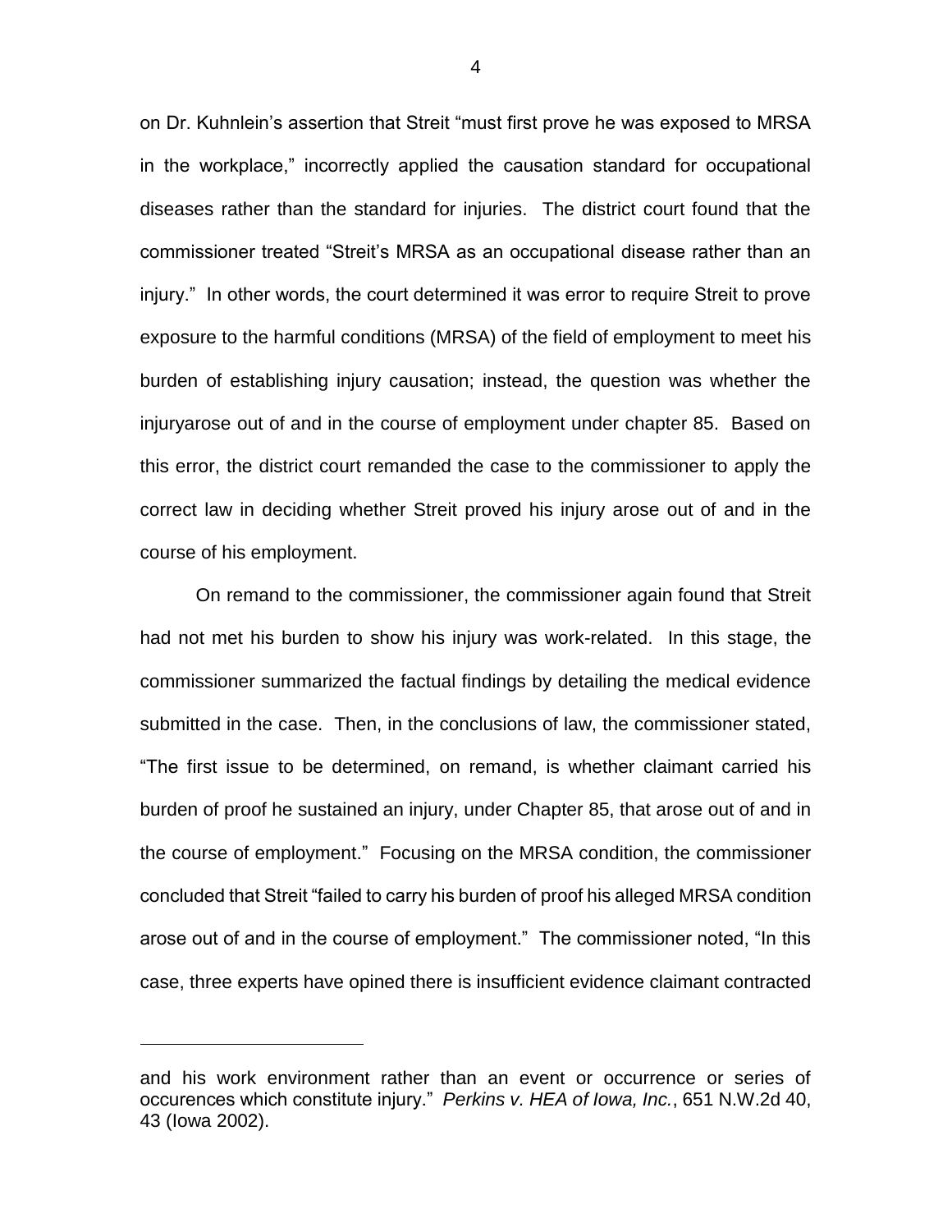on Dr. Kuhnlein's assertion that Streit "must first prove he was exposed to MRSA in the workplace," incorrectly applied the causation standard for occupational diseases rather than the standard for injuries. The district court found that the commissioner treated "Streit's MRSA as an occupational disease rather than an injury." In other words, the court determined it was error to require Streit to prove exposure to the harmful conditions (MRSA) of the field of employment to meet his burden of establishing injury causation; instead, the question was whether the injuryarose out of and in the course of employment under chapter 85. Based on this error, the district court remanded the case to the commissioner to apply the correct law in deciding whether Streit proved his injury arose out of and in the course of his employment.

On remand to the commissioner, the commissioner again found that Streit had not met his burden to show his injury was work-related. In this stage, the commissioner summarized the factual findings by detailing the medical evidence submitted in the case. Then, in the conclusions of law, the commissioner stated, "The first issue to be determined, on remand, is whether claimant carried his burden of proof he sustained an injury, under Chapter 85, that arose out of and in the course of employment." Focusing on the MRSA condition, the commissioner concluded that Streit "failed to carry his burden of proof his alleged MRSA condition arose out of and in the course of employment." The commissioner noted, "In this case, three experts have opined there is insufficient evidence claimant contracted

---

and his work environment rather than an event or occurrence or series of occurences which constitute injury." *Perkins v. HEA of Iowa, Inc.*, 651 N.W.2d 40, 43 (Iowa 2002).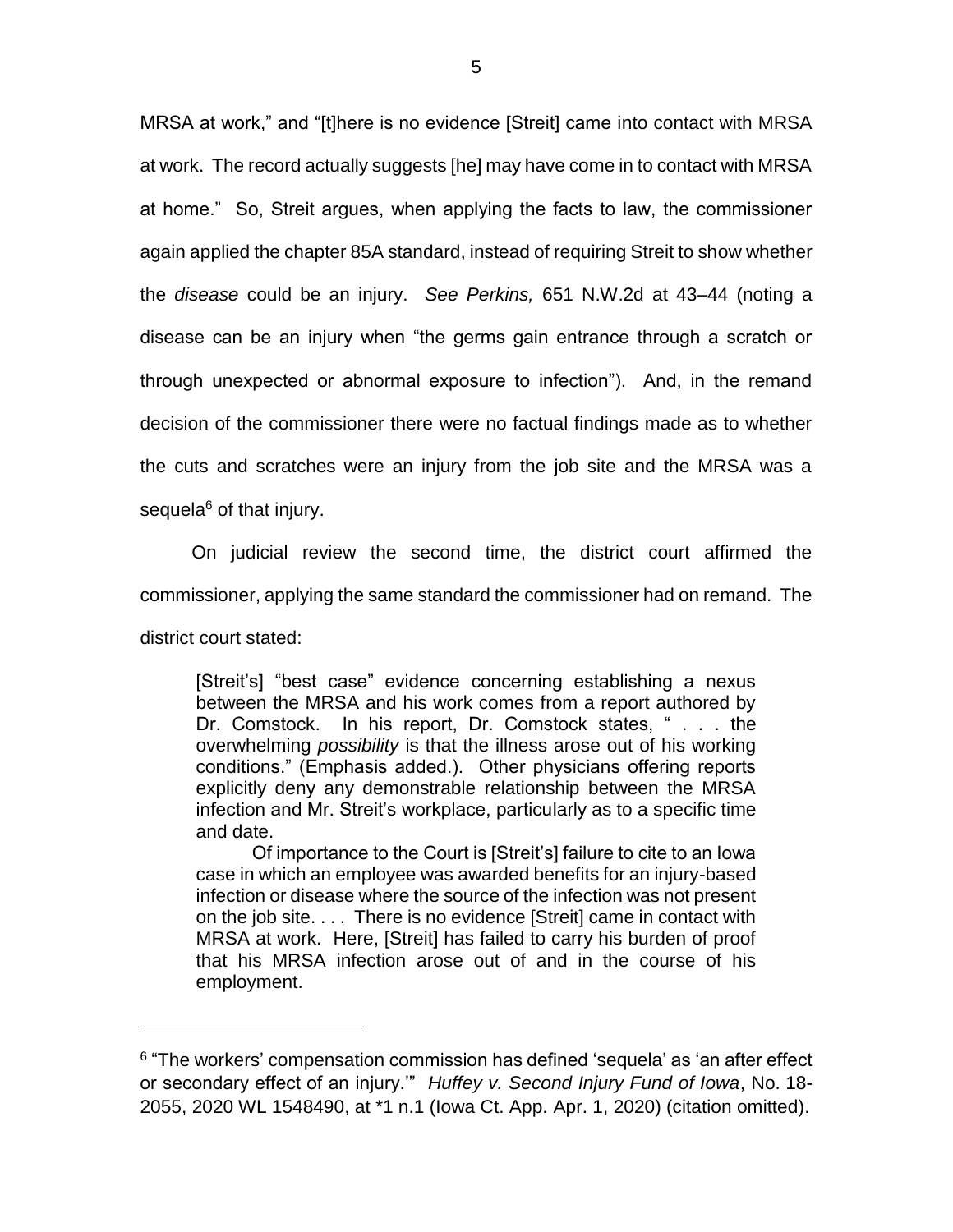MRSA at work," and "[t]here is no evidence [Streit] came into contact with MRSA at work. The record actually suggests [he] may have come in to contact with MRSA at home." So, Streit argues, when applying the facts to law, the commissioner again applied the chapter 85A standard, instead of requiring Streit to show whether the *disease* could be an injury. *See Perkins,* 651 N.W.2d at 43–44 (noting a disease can be an injury when "the germs gain entrance through a scratch or through unexpected or abnormal exposure to infection"). And, in the remand decision of the commissioner there were no factual findings made as to whether the cuts and scratches were an injury from the job site and the MRSA was a sequela[6] of that injury.

On judicial review the second time, the district court affirmed the commissioner, applying the same standard the commissioner had on remand. The district court stated:

> [Streit's] "best case" evidence concerning establishing a nexus between the MRSA and his work comes from a report authored by Dr. Comstock. In his report, Dr. Comstock states, " . . . the overwhelming *possibility* is that the illness arose out of his working conditions." (Emphasis added.). Other physicians offering reports explicitly deny any demonstrable relationship between the MRSA infection and Mr. Streit's workplace, particularly as to a specific time and date.
>
> Of importance to the Court is [Streit's] failure to cite to an Iowa case in which an employee was awarded benefits for an injury-based infection or disease where the source of the infection was not present on the job site. . . . There is no evidence [Streit] came in contact with MRSA at work. Here, [Streit] has failed to carry his burden of proof that his MRSA infection arose out of and in the course of his employment.

---

[6] "The workers' compensation commission has defined 'sequela' as 'an after effect or secondary effect of an injury.'" *Huffey v. Second Injury Fund of Iowa*, No. 18-2055, 2020 WL 1548490, at *1 n.1 (Iowa Ct. App. Apr. 1, 2020) (citation omitted).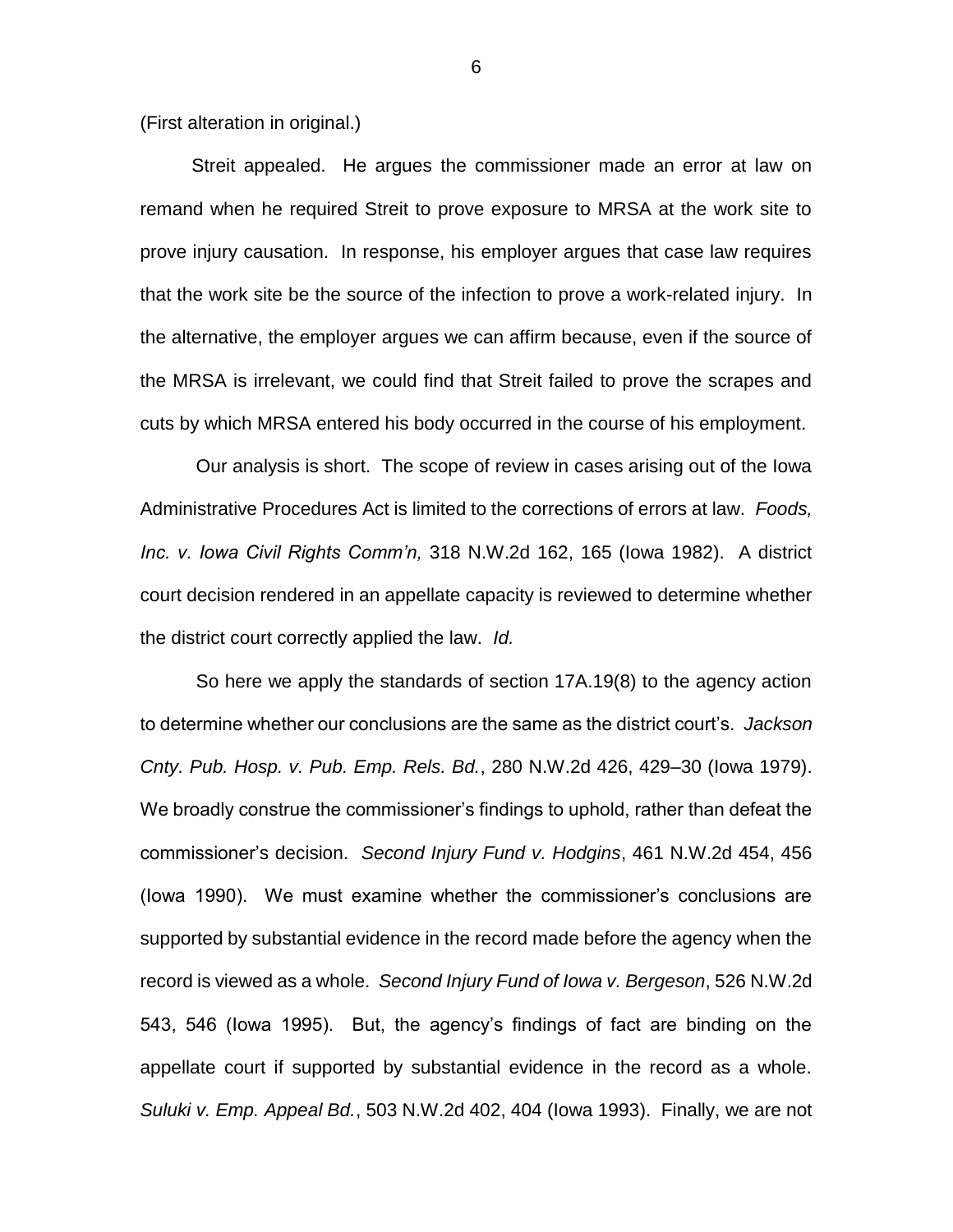(First alteration in original.)

Streit appealed. He argues the commissioner made an error at law on remand when he required Streit to prove exposure to MRSA at the work site to prove injury causation. In response, his employer argues that case law requires that the work site be the source of the infection to prove a work-related injury. In the alternative, the employer argues we can affirm because, even if the source of the MRSA is irrelevant, we could find that Streit failed to prove the scrapes and cuts by which MRSA entered his body occurred in the course of his employment.

Our analysis is short. The scope of review in cases arising out of the Iowa Administrative Procedures Act is limited to the corrections of errors at law. *Foods, Inc. v. Iowa Civil Rights Comm'n,* 318 N.W.2d 162, 165 (Iowa 1982). A district court decision rendered in an appellate capacity is reviewed to determine whether the district court correctly applied the law. *Id.*

So here we apply the standards of section 17A.19(8) to the agency action to determine whether our conclusions are the same as the district court's. *Jackson Cnty. Pub. Hosp. v. Pub. Emp. Rels. Bd.*, 280 N.W.2d 426, 429–30 (Iowa 1979). We broadly construe the commissioner's findings to uphold, rather than defeat the commissioner's decision. *Second Injury Fund v. Hodgins*, 461 N.W.2d 454, 456 (Iowa 1990). We must examine whether the commissioner's conclusions are supported by substantial evidence in the record made before the agency when the record is viewed as a whole. *Second Injury Fund of Iowa v. Bergeson*, 526 N.W.2d 543, 546 (Iowa 1995). But, the agency's findings of fact are binding on the appellate court if supported by substantial evidence in the record as a whole. *Suluki v. Emp. Appeal Bd.*, 503 N.W.2d 402, 404 (Iowa 1993). Finally, we are not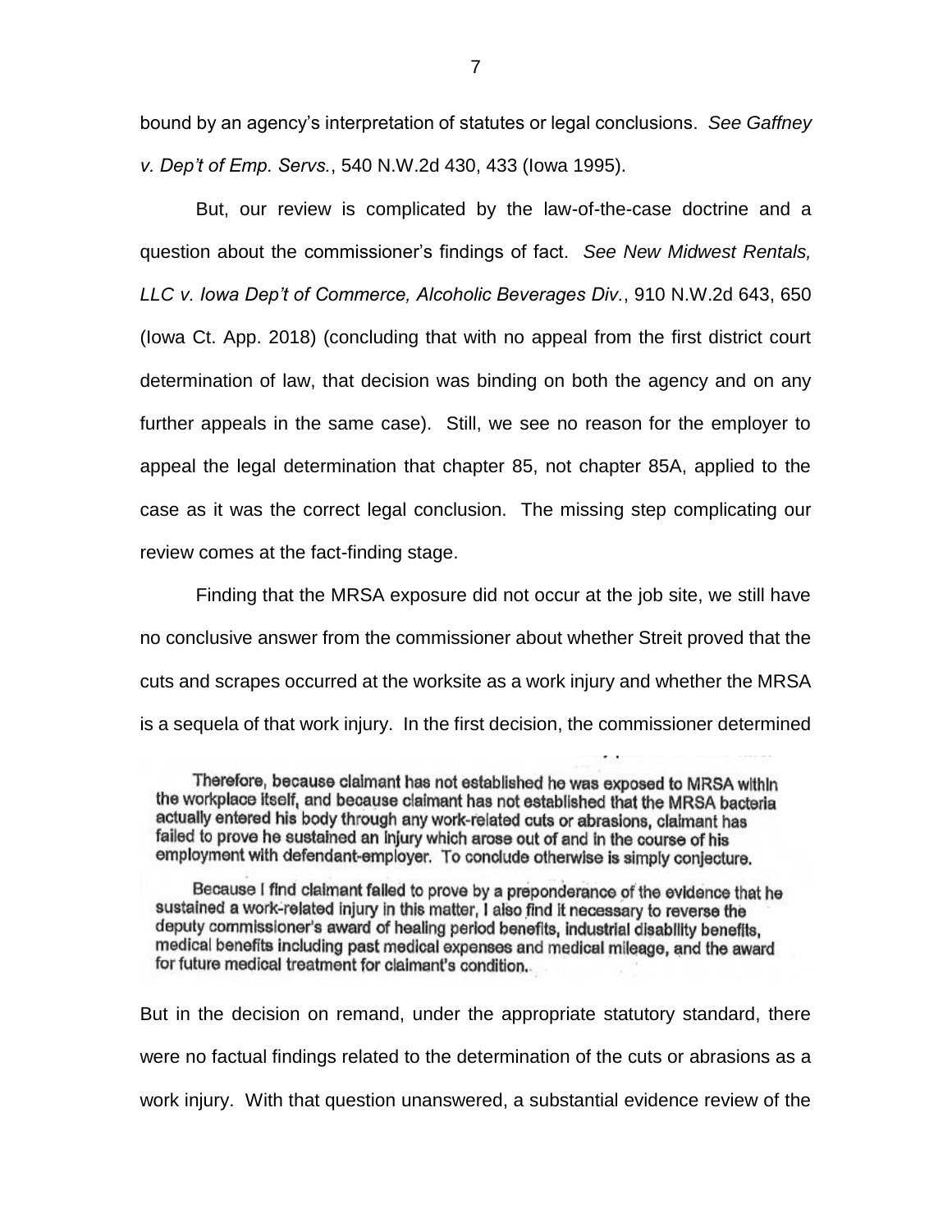bound by an agency's interpretation of statutes or legal conclusions. *See Gaffney v. Dep't of Emp. Servs.*, 540 N.W.2d 430, 433 (Iowa 1995).

But, our review is complicated by the law-of-the-case doctrine and a question about the commissioner's findings of fact. *See New Midwest Rentals, LLC v. Iowa Dep't of Commerce, Alcoholic Beverages Div.*, 910 N.W.2d 643, 650 (Iowa Ct. App. 2018) (concluding that with no appeal from the first district court determination of law, that decision was binding on both the agency and on any further appeals in the same case). Still, we see no reason for the employer to appeal the legal determination that chapter 85, not chapter 85A, applied to the case as it was the correct legal conclusion. The missing step complicating our review comes at the fact-finding stage.

Finding that the MRSA exposure did not occur at the job site, we still have no conclusive answer from the commissioner about whether Streit proved that the cuts and scrapes occurred at the worksite as a work injury and whether the MRSA is a sequela of that work injury. In the first decision, the commissioner determined

> Therefore, because claimant has not established he was exposed to MRSA within the workplace itself, and because claimant has not established that the MRSA bacteria actually entered his body through any work-related cuts or abrasions, claimant has failed to prove he sustained an injury which arose out of and in the course of his employment with defendant-employer. To conclude otherwise is simply conjecture.
>
> Because I find claimant failed to prove by a preponderance of the evidence that he sustained a work-related injury in this matter, I also find it necessary to reverse the deputy commissioner's award of healing period benefits, industrial disability benefits, medical benefits including past medical expenses and medical mileage, and the award for future medical treatment for claimant's condition.

But in the decision on remand, under the appropriate statutory standard, there were no factual findings related to the determination of the cuts or abrasions as a work injury. With that question unanswered, a substantial evidence review of the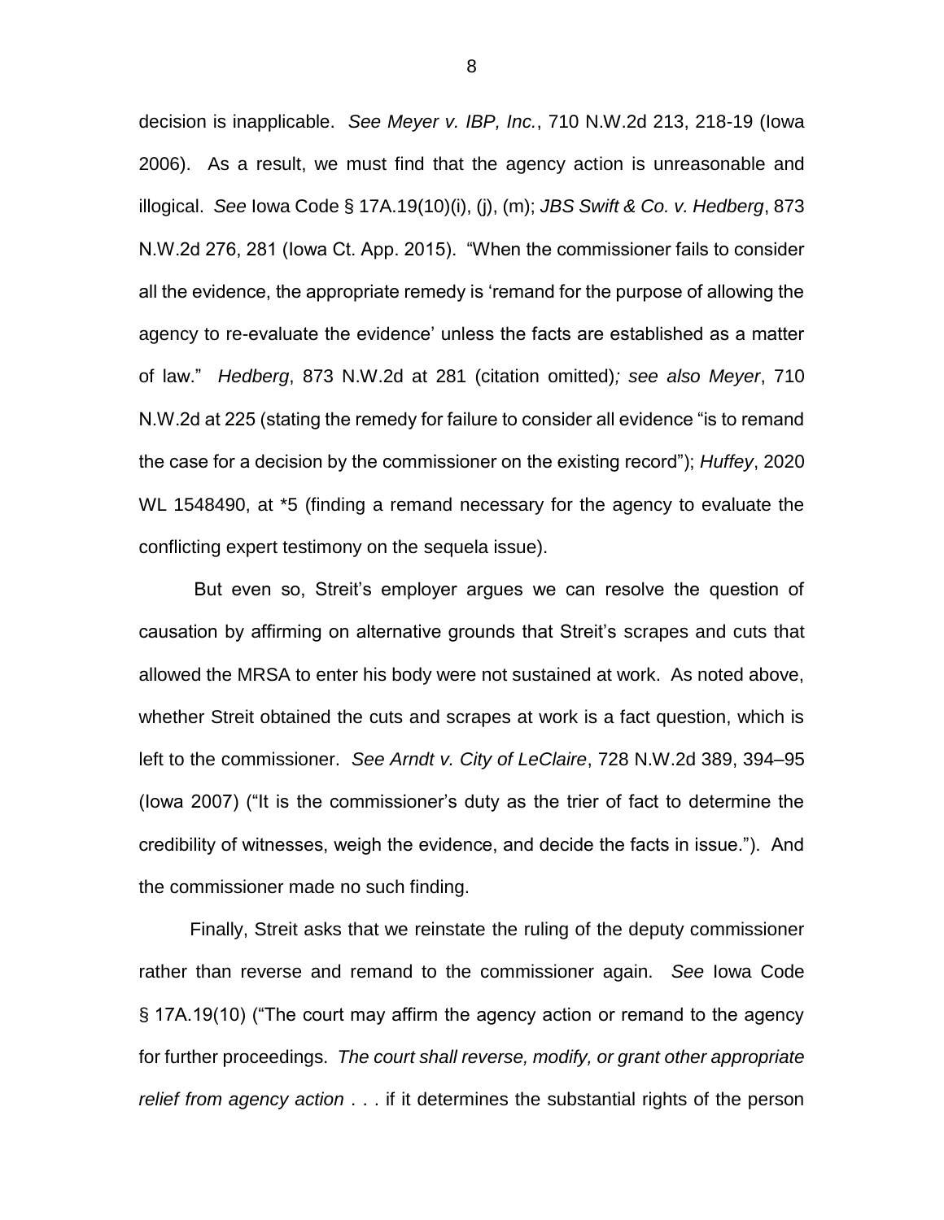decision is inapplicable. *See Meyer v. IBP, Inc.*, 710 N.W.2d 213, 218-19 (Iowa 2006). As a result, we must find that the agency action is unreasonable and illogical. *See* Iowa Code § 17A.19(10)(i), (j), (m); *JBS Swift & Co. v. Hedberg*, 873 N.W.2d 276, 281 (Iowa Ct. App. 2015). "When the commissioner fails to consider all the evidence, the appropriate remedy is 'remand for the purpose of allowing the agency to re-evaluate the evidence' unless the facts are established as a matter of law." *Hedberg*, 873 N.W.2d at 281 (citation omitted)*; see also Meyer*, 710 N.W.2d at 225 (stating the remedy for failure to consider all evidence "is to remand the case for a decision by the commissioner on the existing record"); *Huffey*, 2020 WL 1548490, at *5 (finding a remand necessary for the agency to evaluate the conflicting expert testimony on the sequela issue).

But even so, Streit's employer argues we can resolve the question of causation by affirming on alternative grounds that Streit's scrapes and cuts that allowed the MRSA to enter his body were not sustained at work. As noted above, whether Streit obtained the cuts and scrapes at work is a fact question, which is left to the commissioner. *See Arndt v. City of LeClaire*, 728 N.W.2d 389, 394–95 (Iowa 2007) ("It is the commissioner's duty as the trier of fact to determine the credibility of witnesses, weigh the evidence, and decide the facts in issue."). And the commissioner made no such finding.

Finally, Streit asks that we reinstate the ruling of the deputy commissioner rather than reverse and remand to the commissioner again. *See* Iowa Code § 17A.19(10) ("The court may affirm the agency action or remand to the agency for further proceedings. *The court shall reverse, modify, or grant other appropriate relief from agency action* . . . if it determines the substantial rights of the person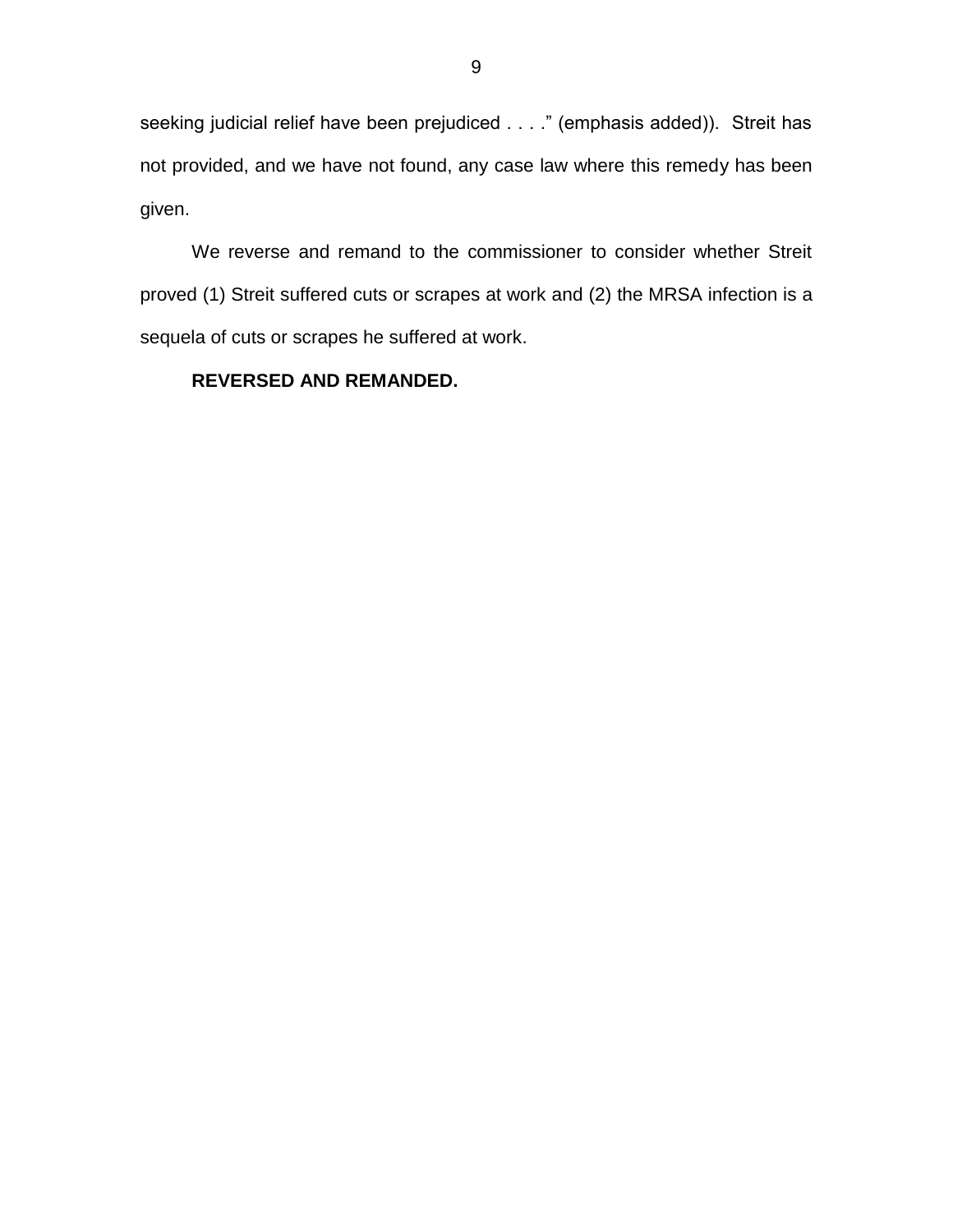seeking judicial relief have been prejudiced . . . ." (emphasis added)). Streit has not provided, and we have not found, any case law where this remedy has been given.

We reverse and remand to the commissioner to consider whether Streit proved (1) Streit suffered cuts or scrapes at work and (2) the MRSA infection is a sequela of cuts or scrapes he suffered at work.

**REVERSED AND REMANDED.**